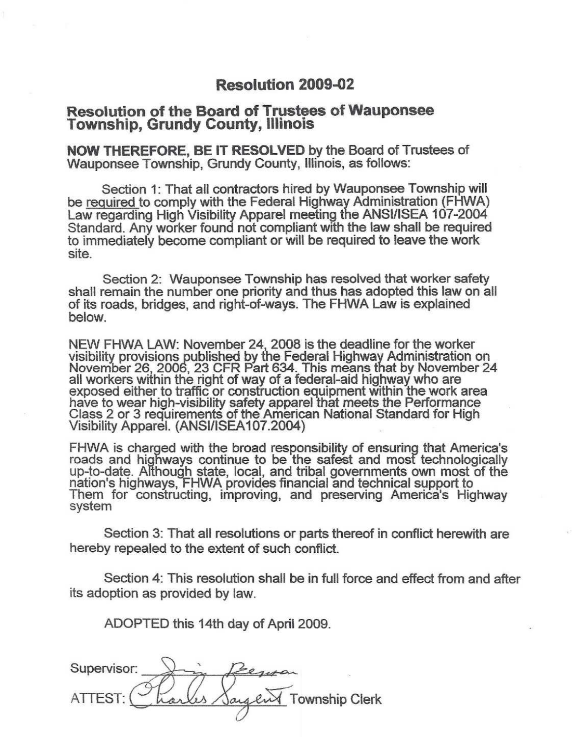# Resolution 2009-02

## Resolution of the Board of Trustees of Wauponsee Township, Grundy County, Illinois

**NOW THEREFORE, BE IT RESOLVED** by the Board of Trustees of Wauponsee Township, Grundy County, Illinois, as follows:

Section 1: That all contractors hired by Wauponsee Township will be required to comply with the Federal Highway Administration (FHWA) Law regarding High Visibility Apparel meeting the ANSI/ISEA 107-2004 Standard. Any worker found not compliant with the law shall be required to immediately become compliant or will be required to leave the work site.

Section 2: Wauponsee Township has resolved that worker safety shall remain the number one priority and thus has adopted this law on all of its roads, bridges, and right-of-ways. The FHWA Law is explained below.

NEW FHWA LAW: November 24, 2008 is the deadline for the worker visibility provisions published by the Federal Highway Administration on November 26, 2006, 23 CFR Part 634. This means that by November 24 all workers within the right of way of a federal-aid highway who are exposed either to traffic or construction equipment within the work area have to wear high-visibility safety apparel that meets the Performance Class 2 or 3 requirements of the American National Standard for High Visibility Apparel. (ANSI/ISEA107.2004)

FHWA is charged with the broad responsibility of ensuring that America's roads and highways continue to be the safest and most technologically up-to-date. Although state, local, and tribal governments own most of the nation's highways, FHWA provides financial and technical support to Them for constructing, improving, and preserving America's Highway system

Section 3: That all resolutions or parts thereof in conflict herewith are hereby repealed to the extent of such conflict.

Section 4: This resolution shall be in full force and effect from and after its adoption as provided by law.

ADOPTED this 14th day of April 2009.

Supervisor: Jim Beman

ATTEST: Charles Sargent Township Clerk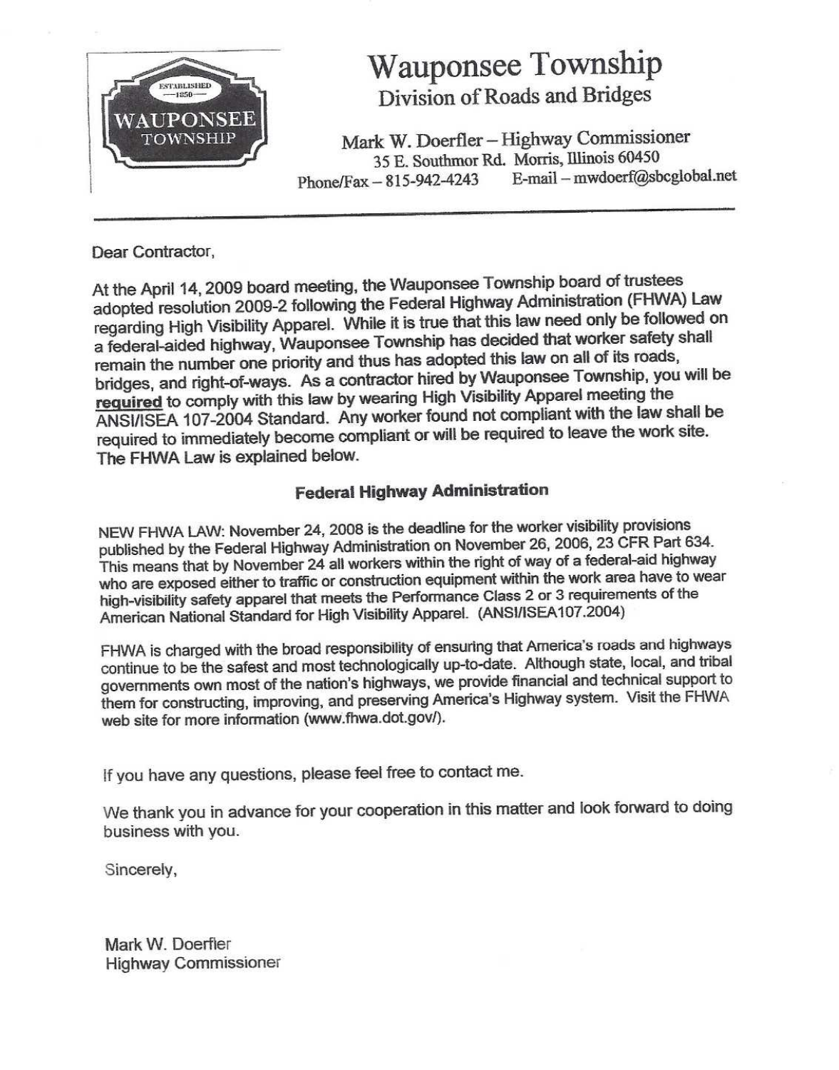# Wauponsee Township

## Division of Roads and Bridges

WAUPONSEE TOWNSHIP
ESTABLISHED 1850

Mark W. Doerfler – Highway Commissioner
35 E. Southmor Rd. Morris, Illinois 60450
Phone/Fax – 815-942-4243 E-mail – mwdoerf@sbcglobal.net

---

Dear Contractor,

At the April 14, 2009 board meeting, the Wauponsee Township board of trustees adopted resolution 2009-2 following the Federal Highway Administration (FHWA) Law regarding High Visibility Apparel. While it is true that this law need only be followed on a federal-aided highway, Wauponsee Township has decided that worker safety shall remain the number one priority and thus has adopted this law on all of its roads, bridges, and right-of-ways. As a contractor hired by Wauponsee Township, you will be **required** to comply with this law by wearing High Visibility Apparel meeting the ANSI/ISEA 107-2004 Standard. Any worker found not compliant with the law shall be required to immediately become compliant or will be required to leave the work site. The FHWA Law is explained below.

### Federal Highway Administration

NEW FHWA LAW: November 24, 2008 is the deadline for the worker visibility provisions published by the Federal Highway Administration on November 26, 2006, 23 CFR Part 634. This means that by November 24 all workers within the right of way of a federal-aid highway who are exposed either to traffic or construction equipment within the work area have to wear high-visibility safety apparel that meets the Performance Class 2 or 3 requirements of the American National Standard for High Visibility Apparel. (ANSI/ISEA107.2004)

FHWA is charged with the broad responsibility of ensuring that America's roads and highways continue to be the safest and most technologically up-to-date. Although state, local, and tribal governments own most of the nation's highways, we provide financial and technical support to them for constructing, improving, and preserving America's Highway system. Visit the FHWA web site for more information (www.fhwa.dot.gov/).

If you have any questions, please feel free to contact me.

We thank you in advance for your cooperation in this matter and look forward to doing business with you.

Sincerely,

Mark W. Doerfler
Highway Commissioner